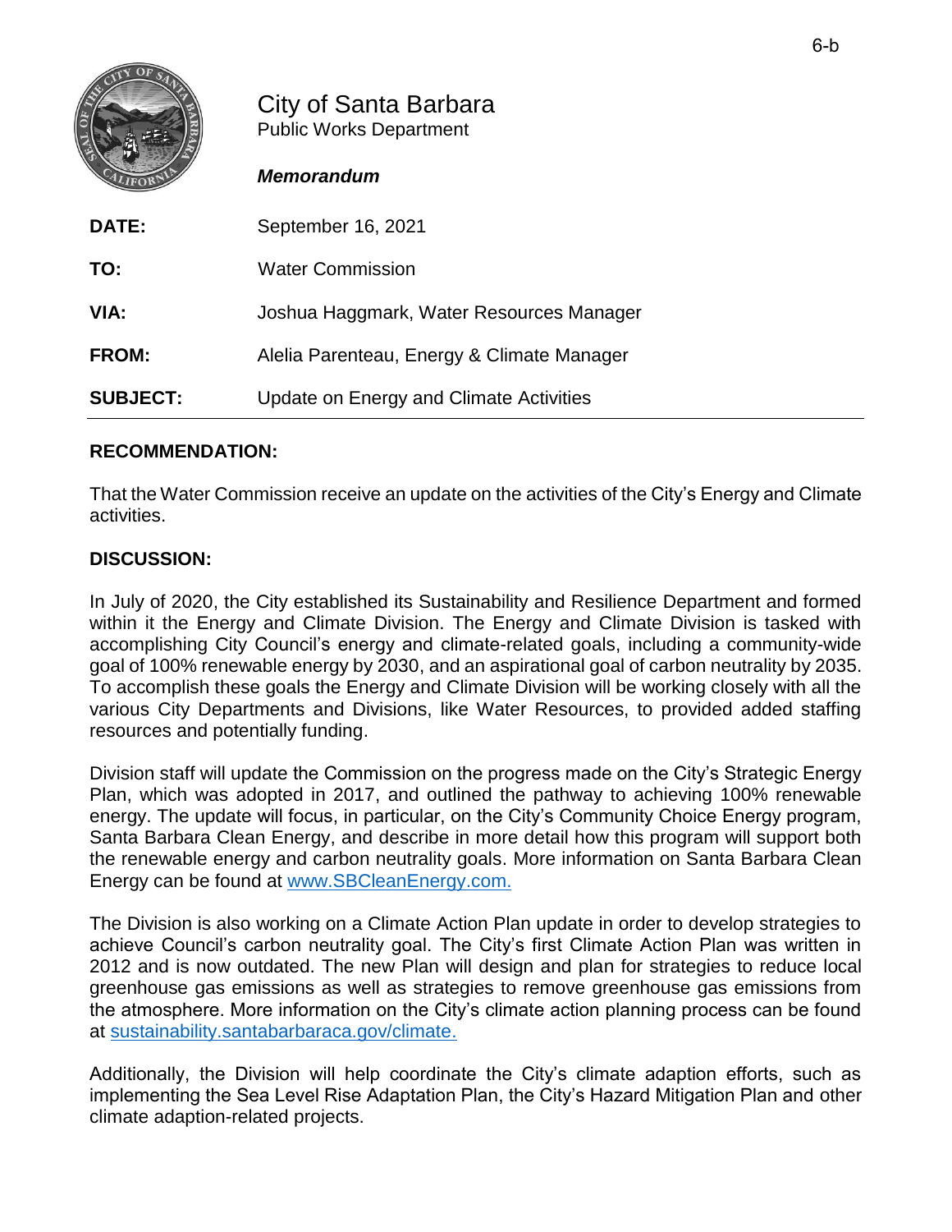# City of Santa Barbara
Public Works Department

***Memorandum***

| | |
|---|---|
| **DATE:** | September 16, 2021 |
| **TO:** | Water Commission |
| **VIA:** | Joshua Haggmark, Water Resources Manager |
| **FROM:** | Alelia Parenteau, Energy & Climate Manager |
| **SUBJECT:** | Update on Energy and Climate Activities |

## RECOMMENDATION:

That the Water Commission receive an update on the activities of the City's Energy and Climate activities.

## DISCUSSION:

In July of 2020, the City established its Sustainability and Resilience Department and formed within it the Energy and Climate Division. The Energy and Climate Division is tasked with accomplishing City Council's energy and climate-related goals, including a community-wide goal of 100% renewable energy by 2030, and an aspirational goal of carbon neutrality by 2035. To accomplish these goals the Energy and Climate Division will be working closely with all the various City Departments and Divisions, like Water Resources, to provided added staffing resources and potentially funding.

Division staff will update the Commission on the progress made on the City's Strategic Energy Plan, which was adopted in 2017, and outlined the pathway to achieving 100% renewable energy. The update will focus, in particular, on the City's Community Choice Energy program, Santa Barbara Clean Energy, and describe in more detail how this program will support both the renewable energy and carbon neutrality goals. More information on Santa Barbara Clean Energy can be found at www.SBCleanEnergy.com.

The Division is also working on a Climate Action Plan update in order to develop strategies to achieve Council's carbon neutrality goal. The City's first Climate Action Plan was written in 2012 and is now outdated. The new Plan will design and plan for strategies to reduce local greenhouse gas emissions as well as strategies to remove greenhouse gas emissions from the atmosphere. More information on the City's climate action planning process can be found at sustainability.santabarbaraca.gov/climate.

Additionally, the Division will help coordinate the City's climate adaption efforts, such as implementing the Sea Level Rise Adaptation Plan, the City's Hazard Mitigation Plan and other climate adaption-related projects.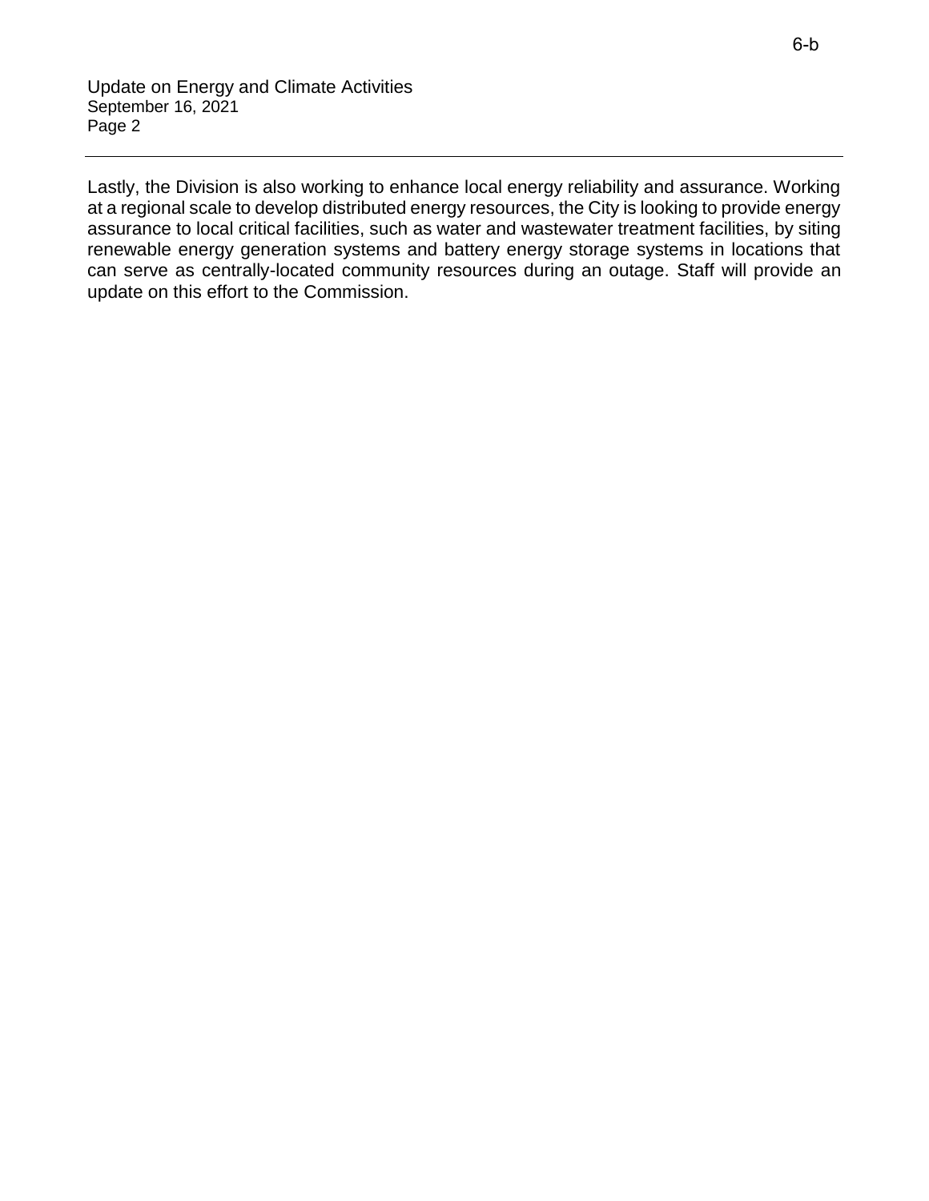Lastly, the Division is also working to enhance local energy reliability and assurance. Working at a regional scale to develop distributed energy resources, the City is looking to provide energy assurance to local critical facilities, such as water and wastewater treatment facilities, by siting renewable energy generation systems and battery energy storage systems in locations that can serve as centrally-located community resources during an outage. Staff will provide an update on this effort to the Commission.